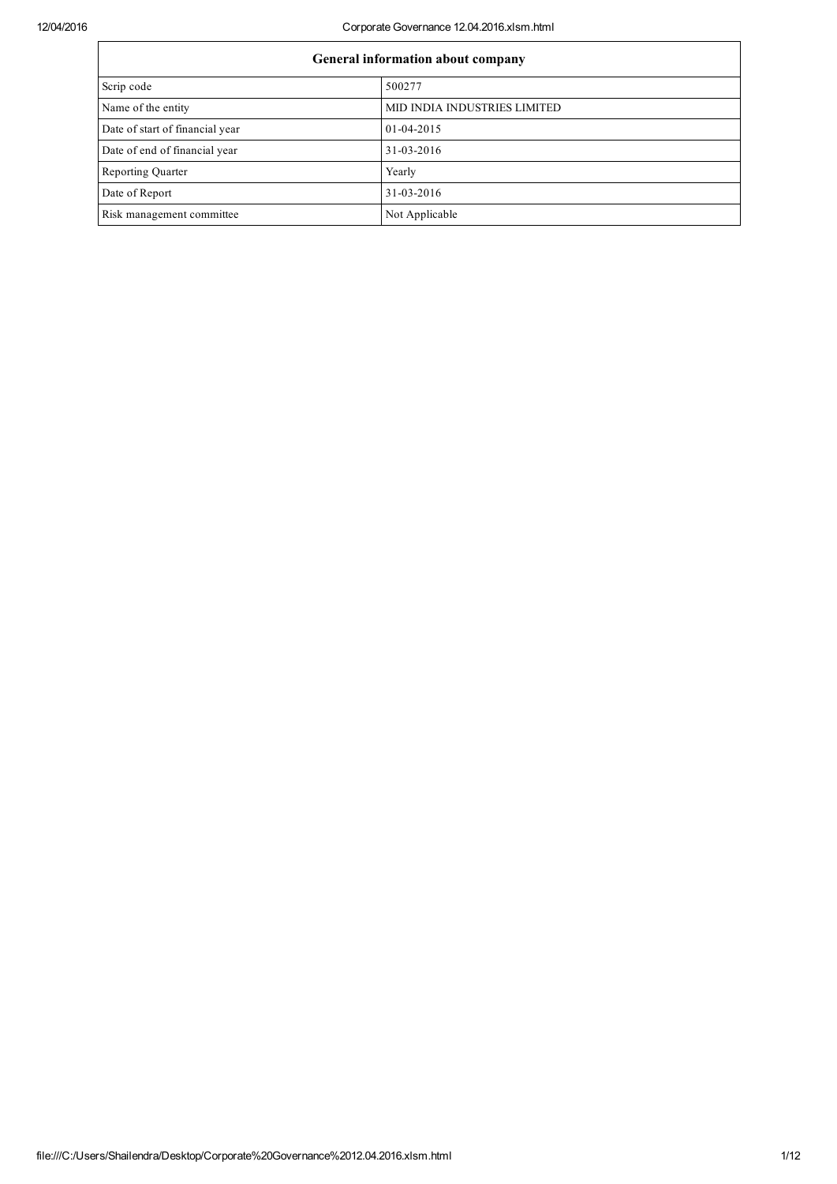| General information about company | |
|---|---|
| Scrip code | 500277 |
| Name of the entity | MID INDIA INDUSTRIES LIMITED |
| Date of start of financial year | 01-04-2015 |
| Date of end of financial year | 31-03-2016 |
| Reporting Quarter | Yearly |
| Date of Report | 31-03-2016 |
| Risk management committee | Not Applicable |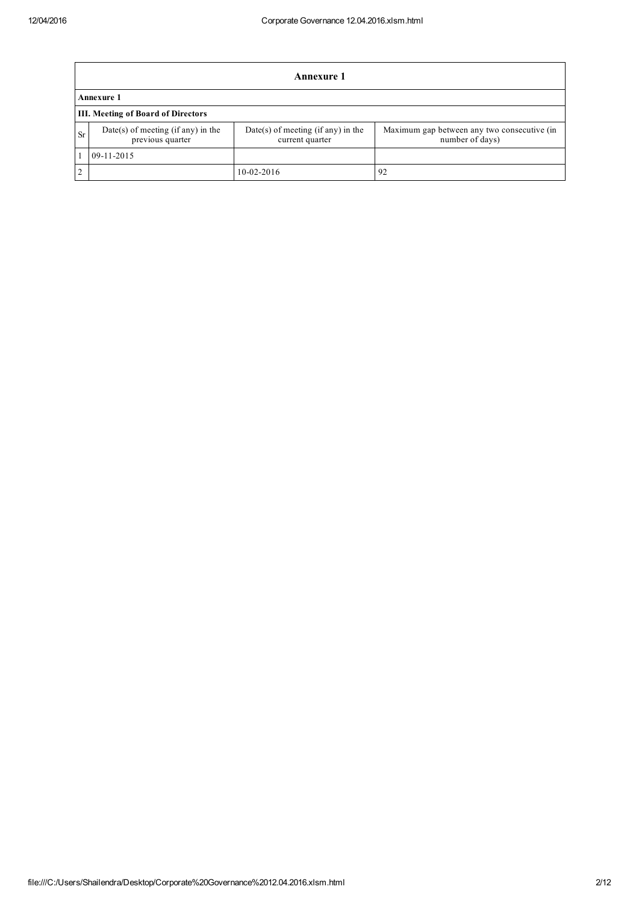## Annexure 1

### Annexure 1

### III. Meeting of Board of Directors

| Sr | Date(s) of meeting (if any) in the previous quarter | Date(s) of meeting (if any) in the current quarter | Maximum gap between any two consecutive (in number of days) |
|---|---|---|---|
| 1 | 09-11-2015 | | |
| 2 | | 10-02-2016 | 92 |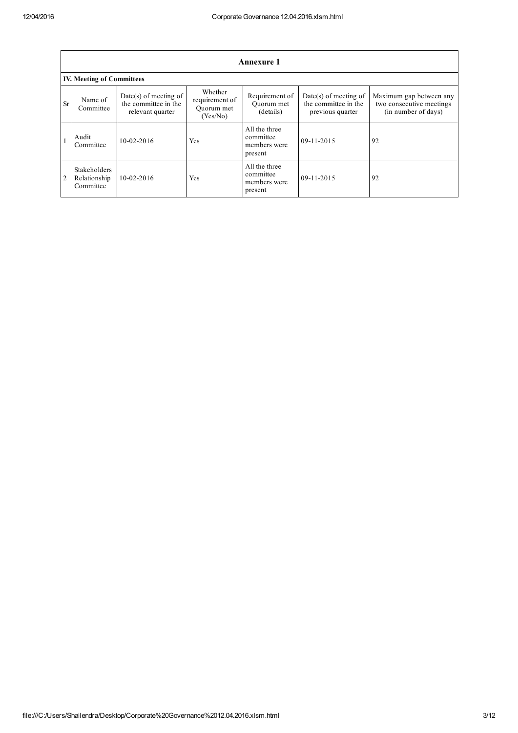## Annexure 1

### IV. Meeting of Committees

| Sr | Name of Committee | Date(s) of meeting of the committee in the relevant quarter | Whether requirement of Quorum met (Yes/No) | Requirement of Quorum met (details) | Date(s) of meeting of the committee in the previous quarter | Maximum gap between any two consecutive meetings (in number of days) |
|---|---|---|---|---|---|---|
| 1 | Audit Committee | 10-02-2016 | Yes | All the three committee members were present | 09-11-2015 | 92 |
| 2 | Stakeholders Relationship Committee | 10-02-2016 | Yes | All the three committee members were present | 09-11-2015 | 92 |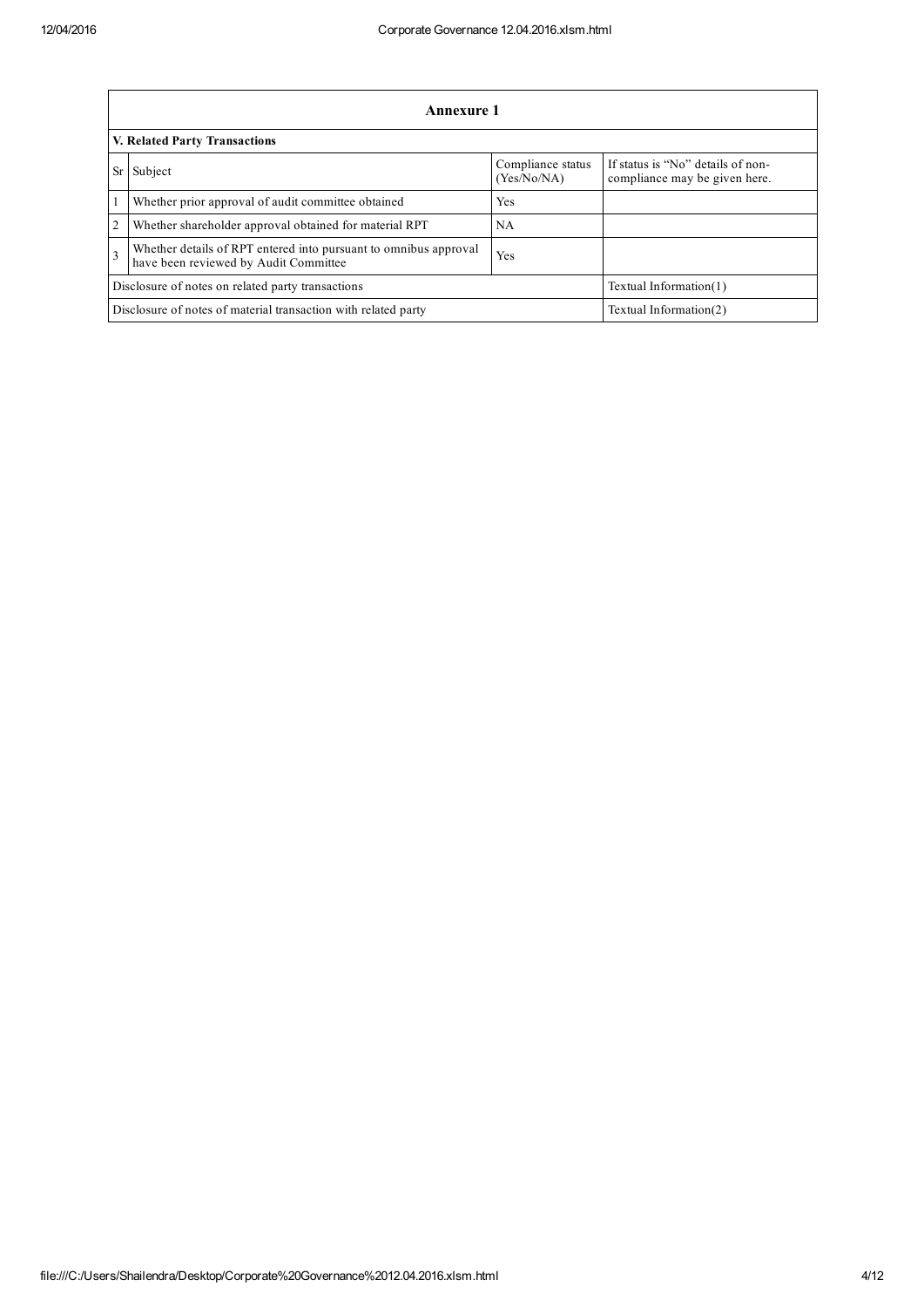| Annexure 1 | | | |
|---|---|---|---|
| **V. Related Party Transactions** | | | |
| Sr | Subject | Compliance status (Yes/No/NA) | If status is "No" details of non-compliance may be given here. |
| 1 | Whether prior approval of audit committee obtained | Yes | |
| 2 | Whether shareholder approval obtained for material RPT | NA | |
| 3 | Whether details of RPT entered into pursuant to omnibus approval have been reviewed by Audit Committee | Yes | |
| Disclosure of notes on related party transactions | | | Textual Information(1) |
| Disclosure of notes of material transaction with related party | | | Textual Information(2) |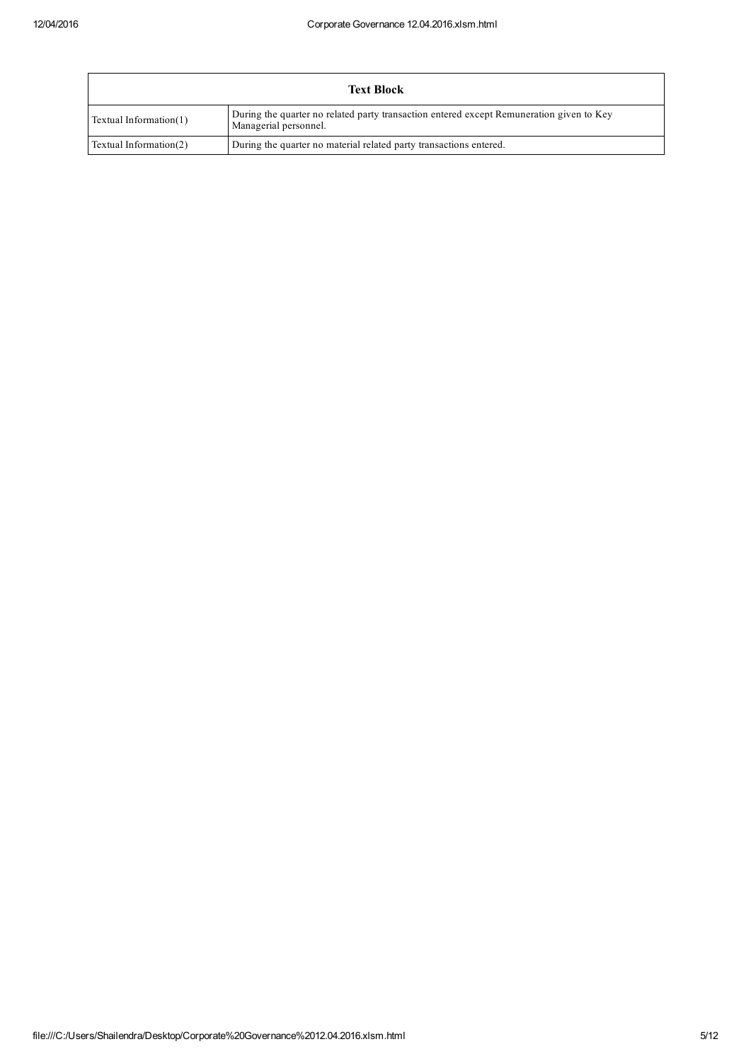| Text Block | |
| --- | --- |
| Textual Information(1) | During the quarter no related party transaction entered except Remuneration given to Key Managerial personnel. |
| Textual Information(2) | During the quarter no material related party transactions entered. |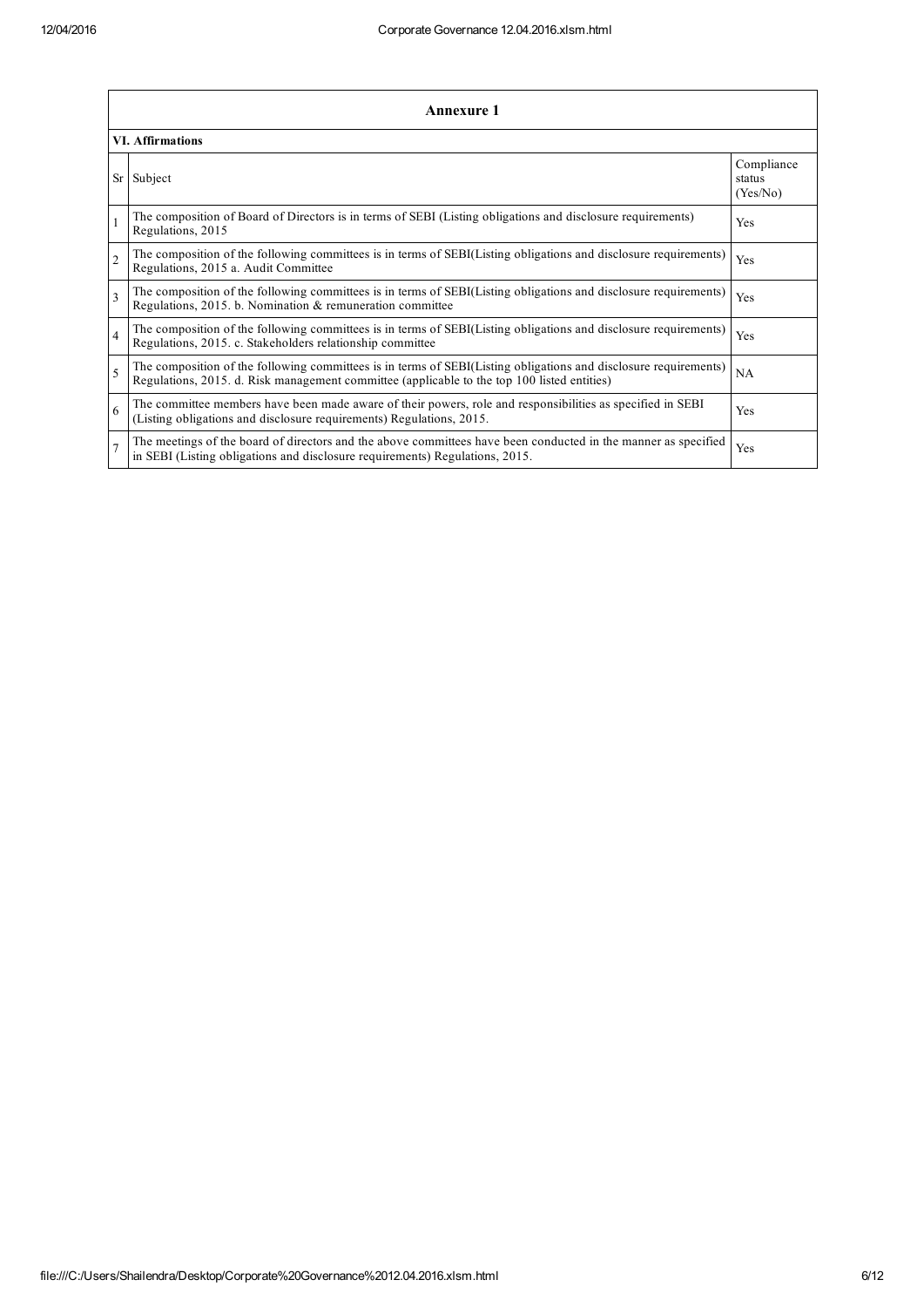| Annexure 1 | | |
|---|---|---|
| **VI. Affirmations** | | |
| Sr | Subject | Compliance status (Yes/No) |
| 1 | The composition of Board of Directors is in terms of SEBI (Listing obligations and disclosure requirements) Regulations, 2015 | Yes |
| 2 | The composition of the following committees is in terms of SEBI(Listing obligations and disclosure requirements) Regulations, 2015 a. Audit Committee | Yes |
| 3 | The composition of the following committees is in terms of SEBI(Listing obligations and disclosure requirements) Regulations, 2015. b. Nomination & remuneration committee | Yes |
| 4 | The composition of the following committees is in terms of SEBI(Listing obligations and disclosure requirements) Regulations, 2015. c. Stakeholders relationship committee | Yes |
| 5 | The composition of the following committees is in terms of SEBI(Listing obligations and disclosure requirements) Regulations, 2015. d. Risk management committee (applicable to the top 100 listed entities) | NA |
| 6 | The committee members have been made aware of their powers, role and responsibilities as specified in SEBI (Listing obligations and disclosure requirements) Regulations, 2015. | Yes |
| 7 | The meetings of the board of directors and the above committees have been conducted in the manner as specified in SEBI (Listing obligations and disclosure requirements) Regulations, 2015. | Yes |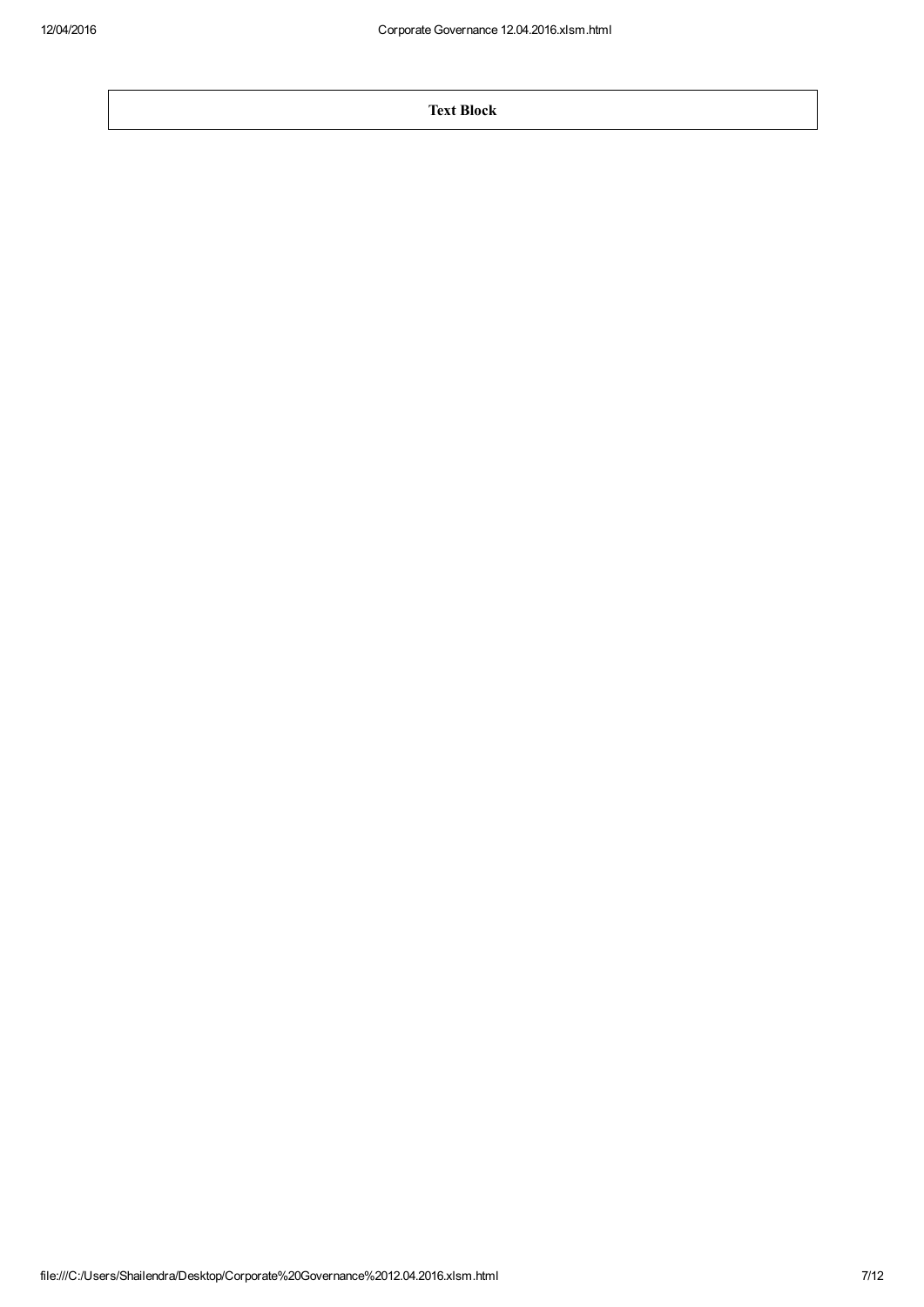| Text Block |
| --- |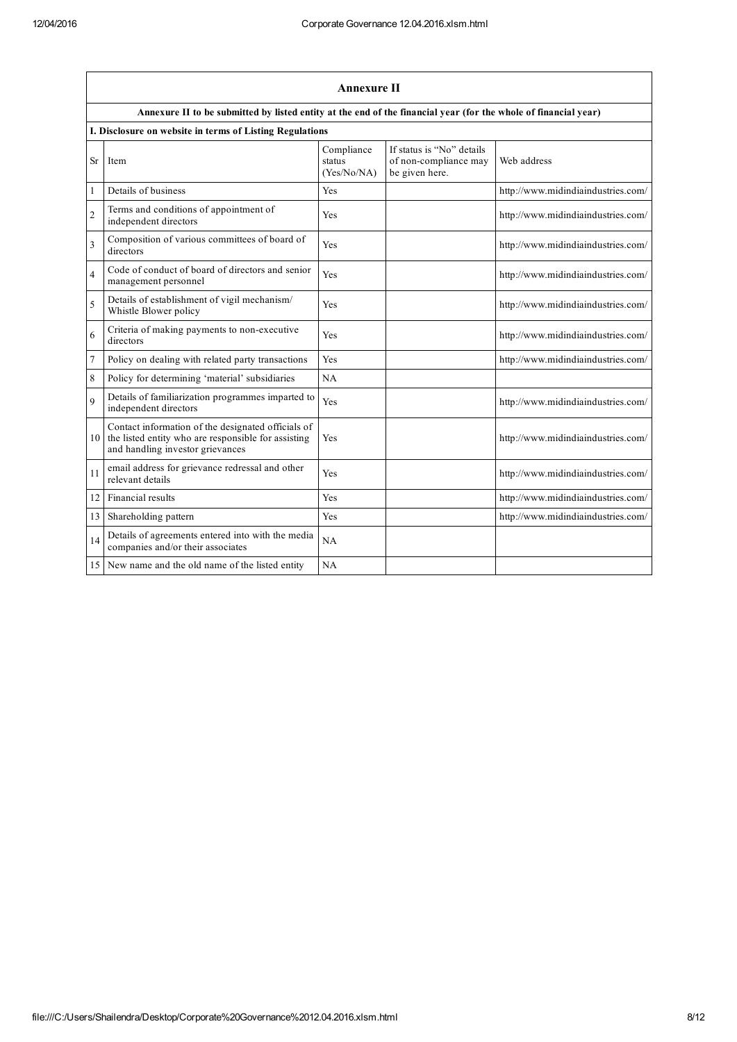## Annexure II

**Annexure II to be submitted by listed entity at the end of the financial year (for the whole of financial year)**

**I. Disclosure on website in terms of Listing Regulations**

| Sr | Item | Compliance status (Yes/No/NA) | If status is "No" details of non-compliance may be given here. | Web address |
|---|---|---|---|---|
| 1 | Details of business | Yes | | http://www.midindiaindustries.com/ |
| 2 | Terms and conditions of appointment of independent directors | Yes | | http://www.midindiaindustries.com/ |
| 3 | Composition of various committees of board of directors | Yes | | http://www.midindiaindustries.com/ |
| 4 | Code of conduct of board of directors and senior management personnel | Yes | | http://www.midindiaindustries.com/ |
| 5 | Details of establishment of vigil mechanism/ Whistle Blower policy | Yes | | http://www.midindiaindustries.com/ |
| 6 | Criteria of making payments to non-executive directors | Yes | | http://www.midindiaindustries.com/ |
| 7 | Policy on dealing with related party transactions | Yes | | http://www.midindiaindustries.com/ |
| 8 | Policy for determining 'material' subsidiaries | NA | | |
| 9 | Details of familiarization programmes imparted to independent directors | Yes | | http://www.midindiaindustries.com/ |
| 10 | Contact information of the designated officials of the listed entity who are responsible for assisting and handling investor grievances | Yes | | http://www.midindiaindustries.com/ |
| 11 | email address for grievance redressal and other relevant details | Yes | | http://www.midindiaindustries.com/ |
| 12 | Financial results | Yes | | http://www.midindiaindustries.com/ |
| 13 | Shareholding pattern | Yes | | http://www.midindiaindustries.com/ |
| 14 | Details of agreements entered into with the media companies and/or their associates | NA | | |
| 15 | New name and the old name of the listed entity | NA | | |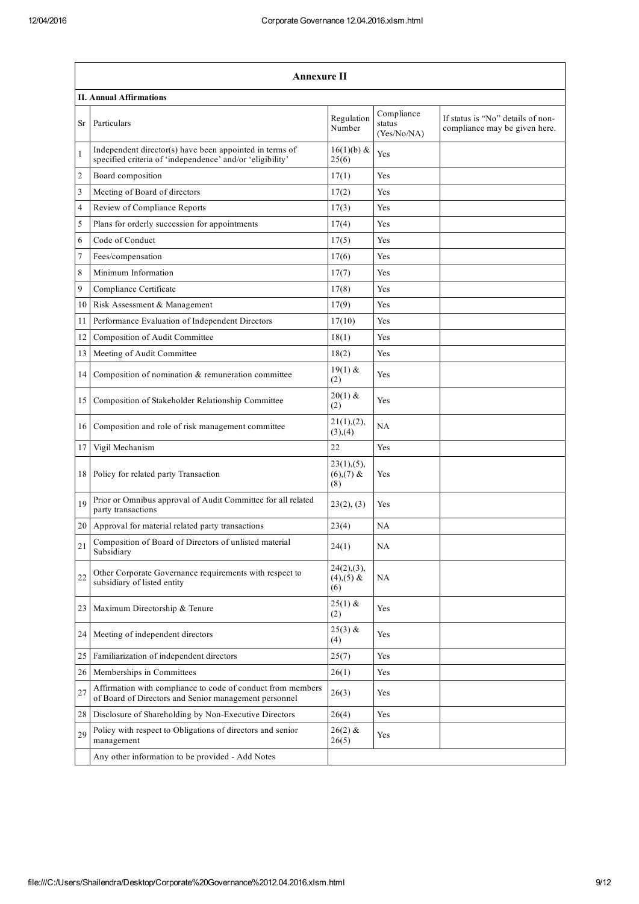## Annexure II

### II. Annual Affirmations

| Sr | Particulars | Regulation Number | Compliance status (Yes/No/NA) | If status is "No" details of non-compliance may be given here. |
|---|---|---|---|---|
| 1 | Independent director(s) have been appointed in terms of specified criteria of 'independence' and/or 'eligibility' | 16(1)(b) & 25(6) | Yes | |
| 2 | Board composition | 17(1) | Yes | |
| 3 | Meeting of Board of directors | 17(2) | Yes | |
| 4 | Review of Compliance Reports | 17(3) | Yes | |
| 5 | Plans for orderly succession for appointments | 17(4) | Yes | |
| 6 | Code of Conduct | 17(5) | Yes | |
| 7 | Fees/compensation | 17(6) | Yes | |
| 8 | Minimum Information | 17(7) | Yes | |
| 9 | Compliance Certificate | 17(8) | Yes | |
| 10 | Risk Assessment & Management | 17(9) | Yes | |
| 11 | Performance Evaluation of Independent Directors | 17(10) | Yes | |
| 12 | Composition of Audit Committee | 18(1) | Yes | |
| 13 | Meeting of Audit Committee | 18(2) | Yes | |
| 14 | Composition of nomination & remuneration committee | 19(1) & (2) | Yes | |
| 15 | Composition of Stakeholder Relationship Committee | 20(1) & (2) | Yes | |
| 16 | Composition and role of risk management committee | 21(1),(2),(3),(4) | NA | |
| 17 | Vigil Mechanism | 22 | Yes | |
| 18 | Policy for related party Transaction | 23(1),(5),(6),(7) & (8) | Yes | |
| 19 | Prior or Omnibus approval of Audit Committee for all related party transactions | 23(2), (3) | Yes | |
| 20 | Approval for material related party transactions | 23(4) | NA | |
| 21 | Composition of Board of Directors of unlisted material Subsidiary | 24(1) | NA | |
| 22 | Other Corporate Governance requirements with respect to subsidiary of listed entity | 24(2),(3),(4),(5) & (6) | NA | |
| 23 | Maximum Directorship & Tenure | 25(1) & (2) | Yes | |
| 24 | Meeting of independent directors | 25(3) & (4) | Yes | |
| 25 | Familiarization of independent directors | 25(7) | Yes | |
| 26 | Memberships in Committees | 26(1) | Yes | |
| 27 | Affirmation with compliance to code of conduct from members of Board of Directors and Senior management personnel | 26(3) | Yes | |
| 28 | Disclosure of Shareholding by Non-Executive Directors | 26(4) | Yes | |
| 29 | Policy with respect to Obligations of directors and senior management | 26(2) & 26(5) | Yes | |
| | Any other information to be provided - Add Notes | | | |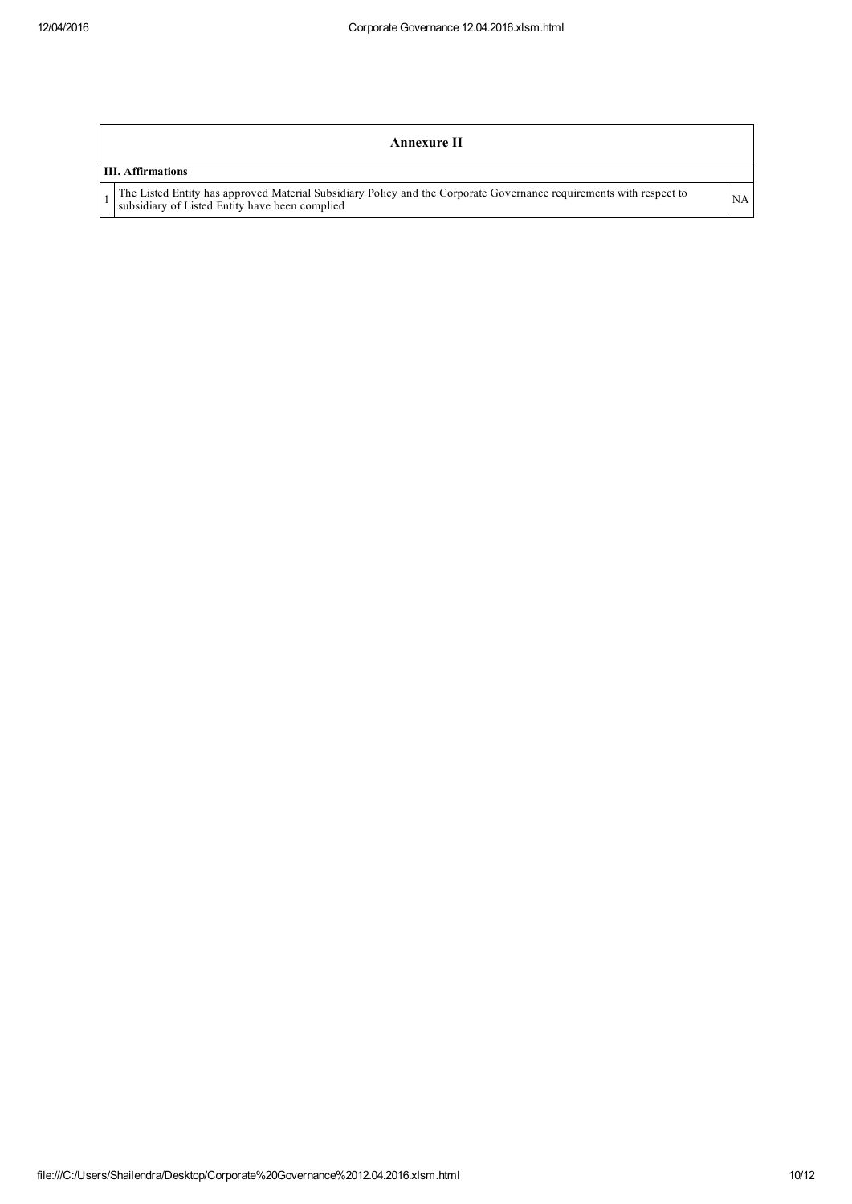| Annexure II | | |
|---|---|---|
| **III. Affirmations** | | |
| 1 | The Listed Entity has approved Material Subsidiary Policy and the Corporate Governance requirements with respect to subsidiary of Listed Entity have been complied | NA |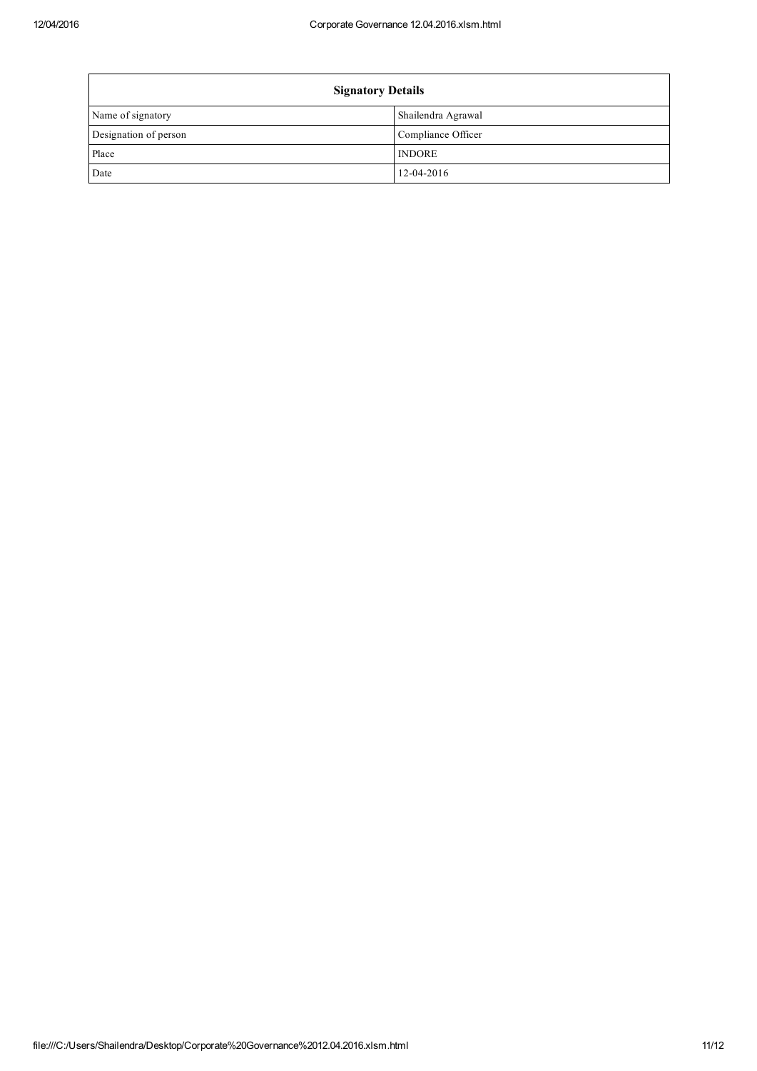| Signatory Details | |
|---|---|
| Name of signatory | Shailendra Agrawal |
| Designation of person | Compliance Officer |
| Place | INDORE |
| Date | 12-04-2016 |